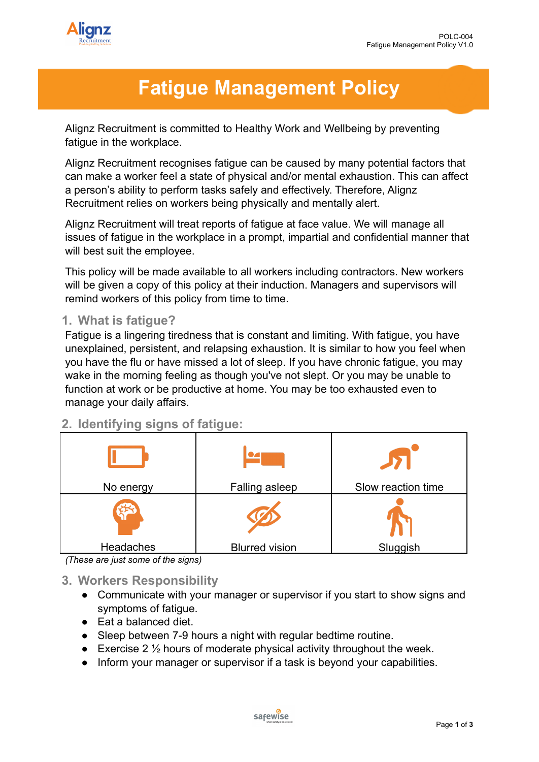# Fatigue Management Policy

Alignz Recruitment is committed to Healthy Work and Wellbeing by preventing fatigue in the workplace.

Alignz Recruitment recognises fatigue can be caused by many potential factors that can make a worker feel a state of physical and/or mental exhaustion. This can affect a person's ability to perform tasks safely and effectively. Therefore, Alignz Recruitment relies on workers being physically and mentally alert.

Alignz Recruitment will treat reports of fatigue at face value. We will manage all issues of fatigue in the workplace in a prompt, impartial and confidential manner that will best suit the employee.

This policy will be made available to all workers including contractors. New workers will be given a copy of this policy at their induction. Managers and supervisors will remind workers of this policy from time to time.

## 1. What is fatigue?

Fatigue is a lingering tiredness that is constant and limiting. With fatigue, you have unexplained, persistent, and relapsing exhaustion. It is similar to how you feel when you have the flu or have missed a lot of sleep. If you have chronic fatigue, you may wake in the morning feeling as though you've not slept. Or you may be unable to function at work or be productive at home. You may be too exhausted even to manage your daily affairs.

## 2. Identifying signs of fatigue:

| | | |
|---|---|---|
| No energy | Falling asleep | Slow reaction time |
| Headaches | Blurred vision | Sluggish |

*(These are just some of the signs)*

## 3. Workers Responsibility

- Communicate with your manager or supervisor if you start to show signs and symptoms of fatigue.
- Eat a balanced diet.
- Sleep between 7-9 hours a night with regular bedtime routine.
- Exercise 2 ½ hours of moderate physical activity throughout the week.
- Inform your manager or supervisor if a task is beyond your capabilities.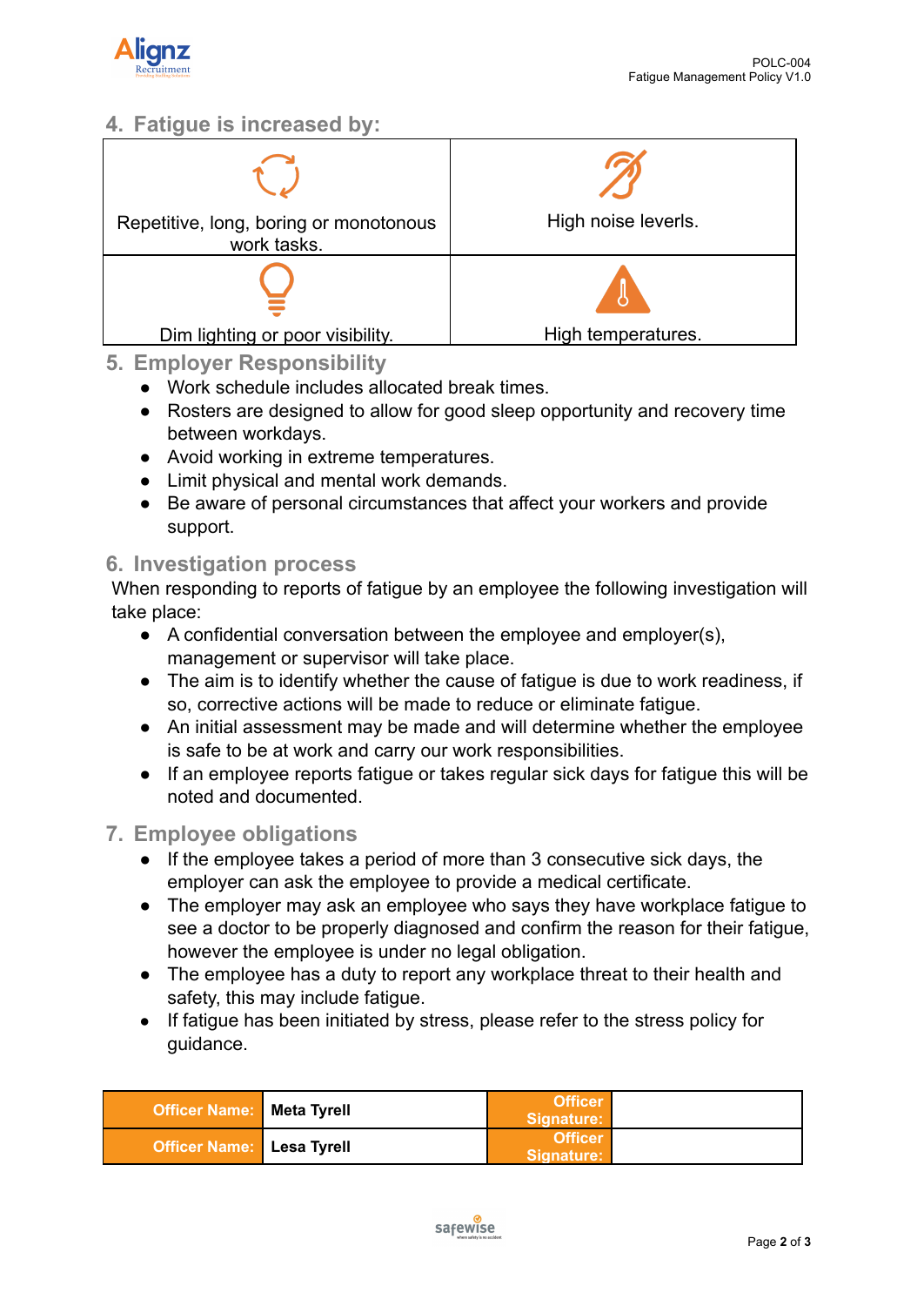## 4. Fatigue is increased by:

| | |
|---|---|
| Repetitive, long, boring or monotonous work tasks. | High noise leverls. |
| Dim lighting or poor visibility. | High temperatures. |

## 5. Employer Responsibility

- Work schedule includes allocated break times.
- Rosters are designed to allow for good sleep opportunity and recovery time between workdays.
- Avoid working in extreme temperatures.
- Limit physical and mental work demands.
- Be aware of personal circumstances that affect your workers and provide support.

## 6. Investigation process

When responding to reports of fatigue by an employee the following investigation will take place:

- A confidential conversation between the employee and employer(s), management or supervisor will take place.
- The aim is to identify whether the cause of fatigue is due to work readiness, if so, corrective actions will be made to reduce or eliminate fatigue.
- An initial assessment may be made and will determine whether the employee is safe to be at work and carry our work responsibilities.
- If an employee reports fatigue or takes regular sick days for fatigue this will be noted and documented.

## 7. Employee obligations

- If the employee takes a period of more than 3 consecutive sick days, the employer can ask the employee to provide a medical certificate.
- The employer may ask an employee who says they have workplace fatigue to see a doctor to be properly diagnosed and confirm the reason for their fatigue, however the employee is under no legal obligation.
- The employee has a duty to report any workplace threat to their health and safety, this may include fatigue.
- If fatigue has been initiated by stress, please refer to the stress policy for guidance.

| Officer Name: | **Meta Tyrell** | Officer Signature: | |
|---|---|---|---|
| Officer Name: | **Lesa Tyrell** | Officer Signature: | |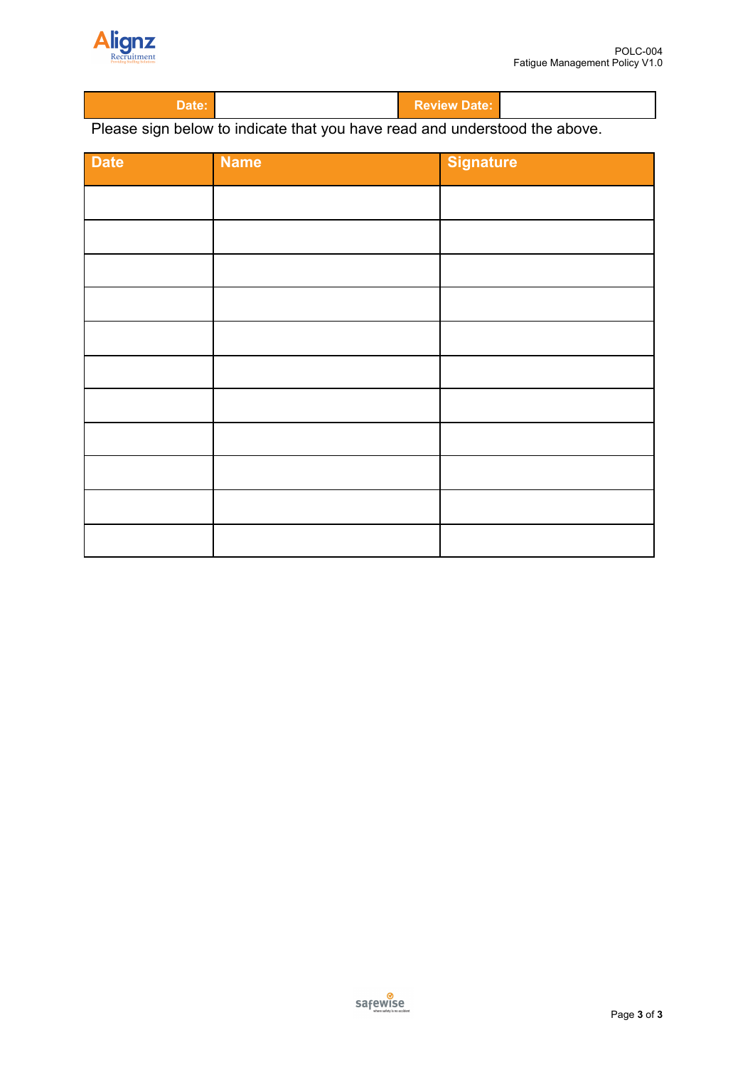| Date: | | Review Date: | |
|---|---|---|---|

Please sign below to indicate that you have read and understood the above.

| Date | Name | Signature |
|---|---|---|
| | | |
| | | |
| | | |
| | | |
| | | |
| | | |
| | | |
| | | |
| | | |
| | | |
| | | |